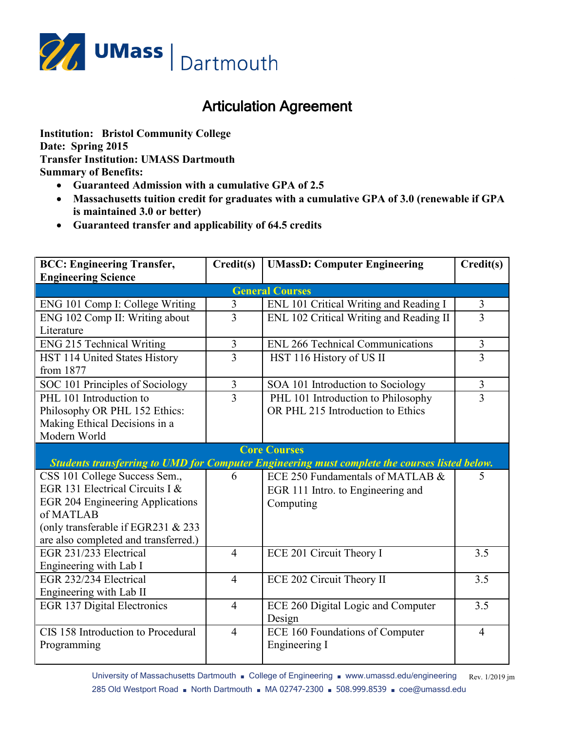# Articulation Agreement

**Institution: Bristol Community College**
**Date: Spring 2015**
**Transfer Institution: UMASS Dartmouth**
**Summary of Benefits:**

- **Guaranteed Admission with a cumulative GPA of 2.5**
- **Massachusetts tuition credit for graduates with a cumulative GPA of 3.0 (renewable if GPA is maintained 3.0 or better)**
- **Guaranteed transfer and applicability of 64.5 credits**

| BCC: Engineering Transfer, Engineering Science | Credit(s) | UMassD: Computer Engineering | Credit(s) |
|---|---|---|---|
| **General Courses** | | | |
| ENG 101 Comp I: College Writing | 3 | ENL 101 Critical Writing and Reading I | 3 |
| ENG 102 Comp II: Writing about Literature | 3 | ENL 102 Critical Writing and Reading II | 3 |
| ENG 215 Technical Writing | 3 | ENL 266 Technical Communications | 3 |
| HST 114 United States History from 1877 | 3 | HST 116 History of US II | 3 |
| SOC 101 Principles of Sociology | 3 | SOA 101 Introduction to Sociology | 3 |
| PHL 101 Introduction to Philosophy OR PHL 152 Ethics: Making Ethical Decisions in a Modern World | 3 | PHL 101 Introduction to Philosophy OR PHL 215 Introduction to Ethics | 3 |
| **Core Courses** *Students transferring to UMD for Computer Engineering must complete the courses listed below.* | | | |
| CSS 101 College Success Sem., EGR 131 Electrical Circuits I & EGR 204 Engineering Applications of MATLAB (only transferable if EGR231 & 233 are also completed and transferred.) | 6 | ECE 250 Fundamentals of MATLAB & EGR 111 Intro. to Engineering and Computing | 5 |
| EGR 231/233 Electrical Engineering with Lab I | 4 | ECE 201 Circuit Theory I | 3.5 |
| EGR 232/234 Electrical Engineering with Lab II | 4 | ECE 202 Circuit Theory II | 3.5 |
| EGR 137 Digital Electronics | 4 | ECE 260 Digital Logic and Computer Design | 3.5 |
| CIS 158 Introduction to Procedural Programming | 4 | ECE 160 Foundations of Computer Engineering I | 4 |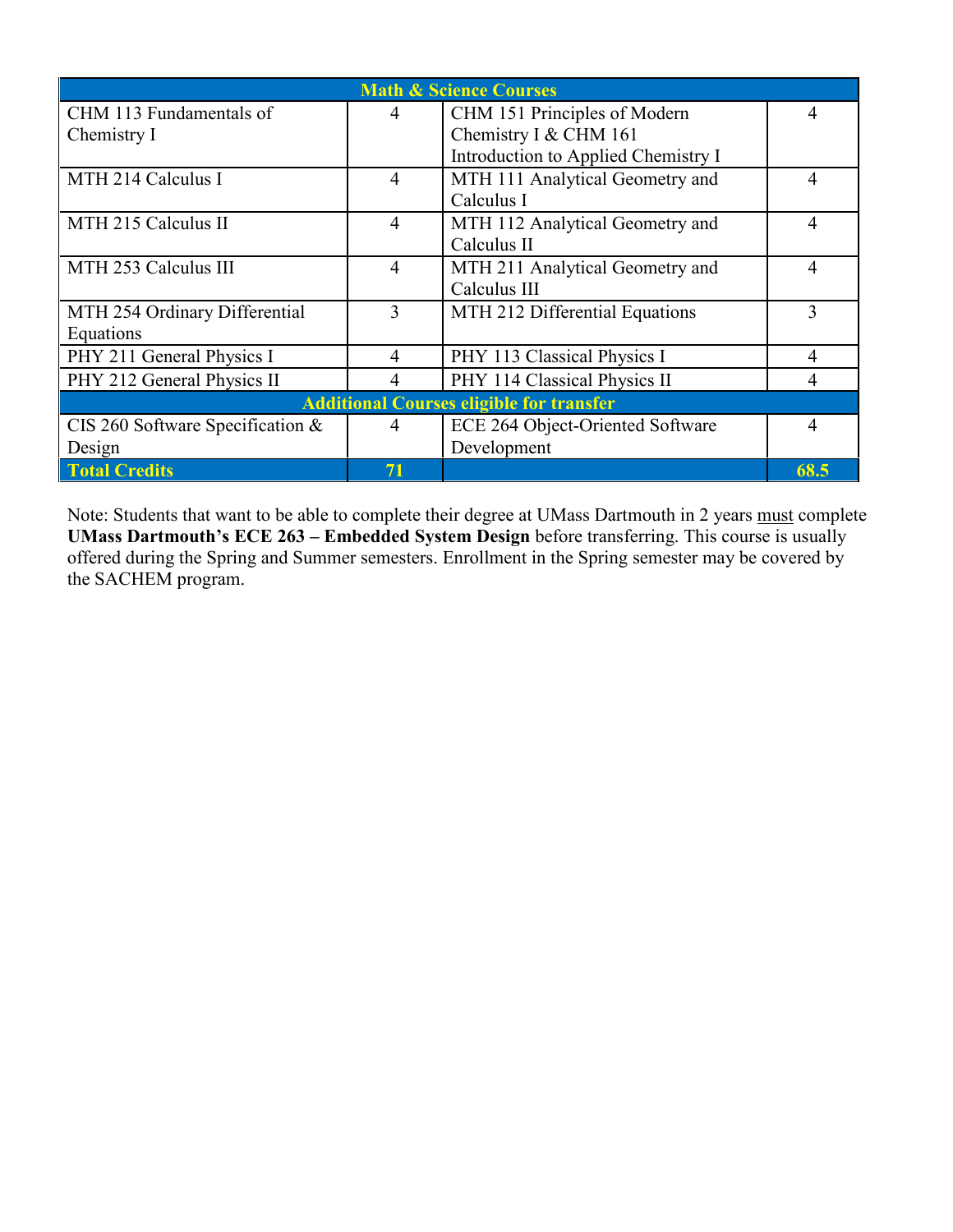| | | | |
|---|---|---|---|
| **Math & Science Courses** | | | |
| CHM 113 Fundamentals of Chemistry I | 4 | CHM 151 Principles of Modern Chemistry I & CHM 161 Introduction to Applied Chemistry I | 4 |
| MTH 214 Calculus I | 4 | MTH 111 Analytical Geometry and Calculus I | 4 |
| MTH 215 Calculus II | 4 | MTH 112 Analytical Geometry and Calculus II | 4 |
| MTH 253 Calculus III | 4 | MTH 211 Analytical Geometry and Calculus III | 4 |
| MTH 254 Ordinary Differential Equations | 3 | MTH 212 Differential Equations | 3 |
| PHY 211 General Physics I | 4 | PHY 113 Classical Physics I | 4 |
| PHY 212 General Physics II | 4 | PHY 114 Classical Physics II | 4 |
| **Additional Courses eligible for transfer** | | | |
| CIS 260 Software Specification & Design | 4 | ECE 264 Object-Oriented Software Development | 4 |
| **Total Credits** | **71** | | **68.5** |

Note: Students that want to be able to complete their degree at UMass Dartmouth in 2 years must complete **UMass Dartmouth's ECE 263 – Embedded System Design** before transferring. This course is usually offered during the Spring and Summer semesters. Enrollment in the Spring semester may be covered by the SACHEM program.